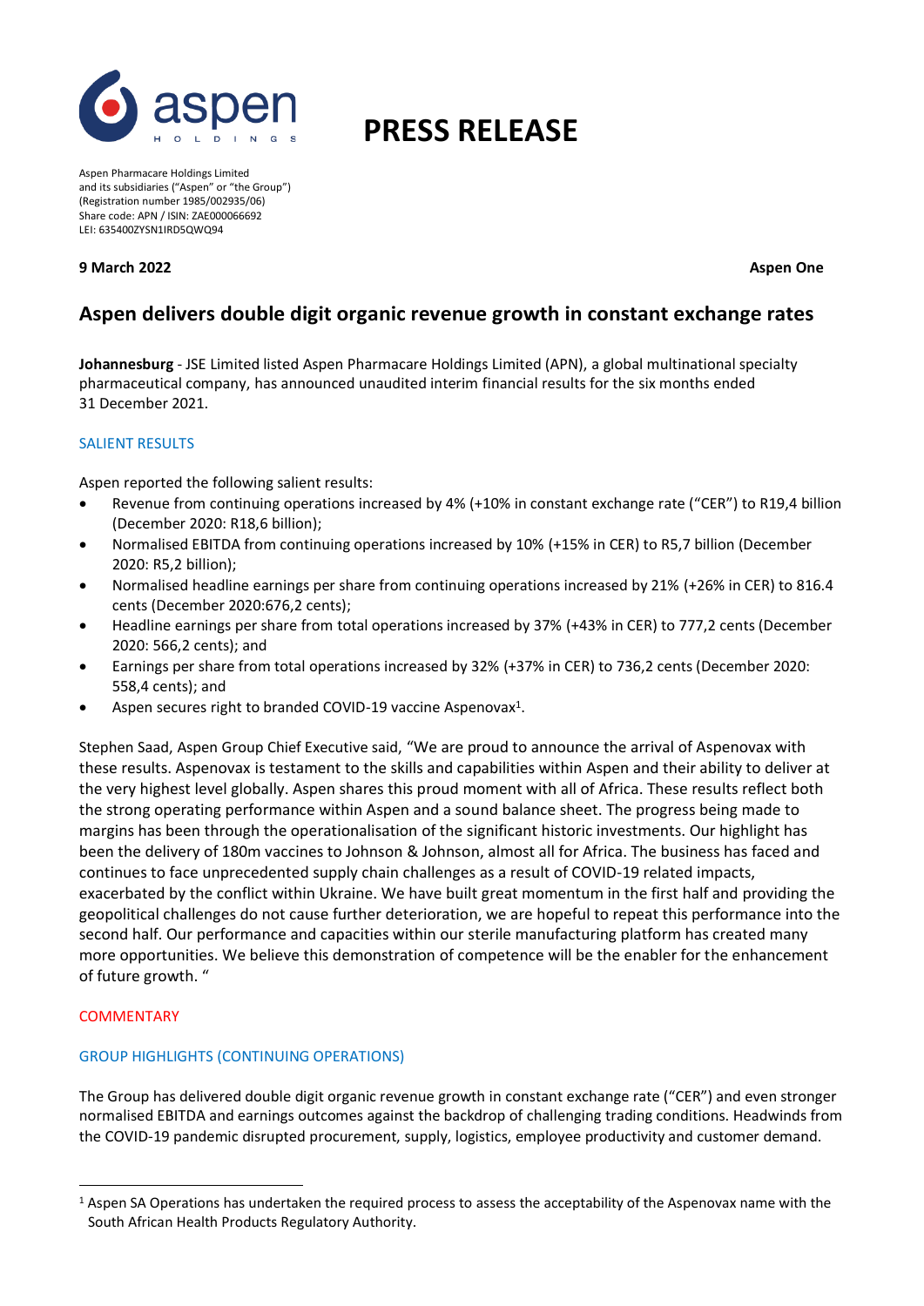Aspen Pharmacare Holdings Limited
and its subsidiaries ("Aspen" or "the Group")
(Registration number 1985/002935/06)
Share code: APN / ISIN: ZAE000066692
LEI: 635400ZYSN1IRD5QWQ94

# PRESS RELEASE

**9 March 2022** **Aspen One**

## Aspen delivers double digit organic revenue growth in constant exchange rates

**Johannesburg** - JSE Limited listed Aspen Pharmacare Holdings Limited (APN), a global multinational specialty pharmaceutical company, has announced unaudited interim financial results for the six months ended 31 December 2021.

### SALIENT RESULTS

Aspen reported the following salient results:

- Revenue from continuing operations increased by 4% (+10% in constant exchange rate ("CER") to R19,4 billion (December 2020: R18,6 billion);
- Normalised EBITDA from continuing operations increased by 10% (+15% in CER) to R5,7 billion (December 2020: R5,2 billion);
- Normalised headline earnings per share from continuing operations increased by 21% (+26% in CER) to 816.4 cents (December 2020:676,2 cents);
- Headline earnings per share from total operations increased by 37% (+43% in CER) to 777,2 cents (December 2020: 566,2 cents); and
- Earnings per share from total operations increased by 32% (+37% in CER) to 736,2 cents (December 2020: 558,4 cents); and
- Aspen secures right to branded COVID-19 vaccine Aspenovax[1].

Stephen Saad, Aspen Group Chief Executive said, "We are proud to announce the arrival of Aspenovax with these results. Aspenovax is testament to the skills and capabilities within Aspen and their ability to deliver at the very highest level globally. Aspen shares this proud moment with all of Africa. These results reflect both the strong operating performance within Aspen and a sound balance sheet. The progress being made to margins has been through the operationalisation of the significant historic investments. Our highlight has been the delivery of 180m vaccines to Johnson & Johnson, almost all for Africa. The business has faced and continues to face unprecedented supply chain challenges as a result of COVID-19 related impacts, exacerbated by the conflict within Ukraine. We have built great momentum in the first half and providing the geopolitical challenges do not cause further deterioration, we are hopeful to repeat this performance into the second half. Our performance and capacities within our sterile manufacturing platform has created many more opportunities. We believe this demonstration of competence will be the enabler for the enhancement of future growth. "

### COMMENTARY

### GROUP HIGHLIGHTS (CONTINUING OPERATIONS)

The Group has delivered double digit organic revenue growth in constant exchange rate ("CER") and even stronger normalised EBITDA and earnings outcomes against the backdrop of challenging trading conditions. Headwinds from the COVID-19 pandemic disrupted procurement, supply, logistics, employee productivity and customer demand.

[1] Aspen SA Operations has undertaken the required process to assess the acceptability of the Aspenovax name with the South African Health Products Regulatory Authority.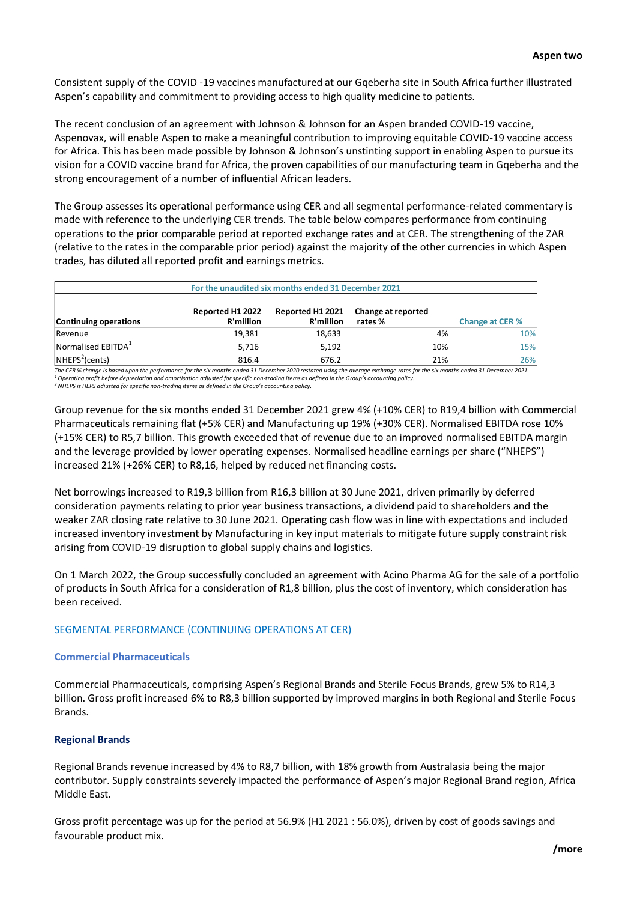Consistent supply of the COVID -19 vaccines manufactured at our Gqeberha site in South Africa further illustrated Aspen's capability and commitment to providing access to high quality medicine to patients.

The recent conclusion of an agreement with Johnson & Johnson for an Aspen branded COVID-19 vaccine, Aspenovax, will enable Aspen to make a meaningful contribution to improving equitable COVID-19 vaccine access for Africa. This has been made possible by Johnson & Johnson's unstinting support in enabling Aspen to pursue its vision for a COVID vaccine brand for Africa, the proven capabilities of our manufacturing team in Gqeberha and the strong encouragement of a number of influential African leaders.

The Group assesses its operational performance using CER and all segmental performance-related commentary is made with reference to the underlying CER trends. The table below compares performance from continuing operations to the prior comparable period at reported exchange rates and at CER. The strengthening of the ZAR (relative to the rates in the comparable prior period) against the majority of the other currencies in which Aspen trades, has diluted all reported profit and earnings metrics.

| For the unaudited six months ended 31 December 2021 | | | | |
|---|---|---|---|---|
| **Continuing operations** | **Reported H1 2022 R'million** | **Reported H1 2021 R'million** | **Change at reported rates %** | **Change at CER %** |
| Revenue | 19,381 | 18,633 | 4% | 10% |
| Normalised EBITDA[1] | 5,716 | 5,192 | 10% | 15% |
| NHEPS[2](cents) | 816.4 | 676.2 | 21% | 26% |

*The CER % change is based upon the performance for the six months ended 31 December 2020 restated using the average exchange rates for the six months ended 31 December 2021.*
*[1] Operating profit before depreciation and amortisation adjusted for specific non-trading items as defined in the Group's accounting policy.*
*[2] NHEPS is HEPS adjusted for specific non-trading items as defined in the Group's accounting policy.*

Group revenue for the six months ended 31 December 2021 grew 4% (+10% CER) to R19,4 billion with Commercial Pharmaceuticals remaining flat (+5% CER) and Manufacturing up 19% (+30% CER). Normalised EBITDA rose 10% (+15% CER) to R5,7 billion. This growth exceeded that of revenue due to an improved normalised EBITDA margin and the leverage provided by lower operating expenses. Normalised headline earnings per share ("NHEPS") increased 21% (+26% CER) to R8,16, helped by reduced net financing costs.

Net borrowings increased to R19,3 billion from R16,3 billion at 30 June 2021, driven primarily by deferred consideration payments relating to prior year business transactions, a dividend paid to shareholders and the weaker ZAR closing rate relative to 30 June 2021. Operating cash flow was in line with expectations and included increased inventory investment by Manufacturing in key input materials to mitigate future supply constraint risk arising from COVID-19 disruption to global supply chains and logistics.

On 1 March 2022, the Group successfully concluded an agreement with Acino Pharma AG for the sale of a portfolio of products in South Africa for a consideration of R1,8 billion, plus the cost of inventory, which consideration has been received.

## SEGMENTAL PERFORMANCE (CONTINUING OPERATIONS AT CER)

### Commercial Pharmaceuticals

Commercial Pharmaceuticals, comprising Aspen's Regional Brands and Sterile Focus Brands, grew 5% to R14,3 billion. Gross profit increased 6% to R8,3 billion supported by improved margins in both Regional and Sterile Focus Brands.

### Regional Brands

Regional Brands revenue increased by 4% to R8,7 billion, with 18% growth from Australasia being the major contributor. Supply constraints severely impacted the performance of Aspen's major Regional Brand region, Africa Middle East.

Gross profit percentage was up for the period at 56.9% (H1 2021 : 56.0%), driven by cost of goods savings and favourable product mix.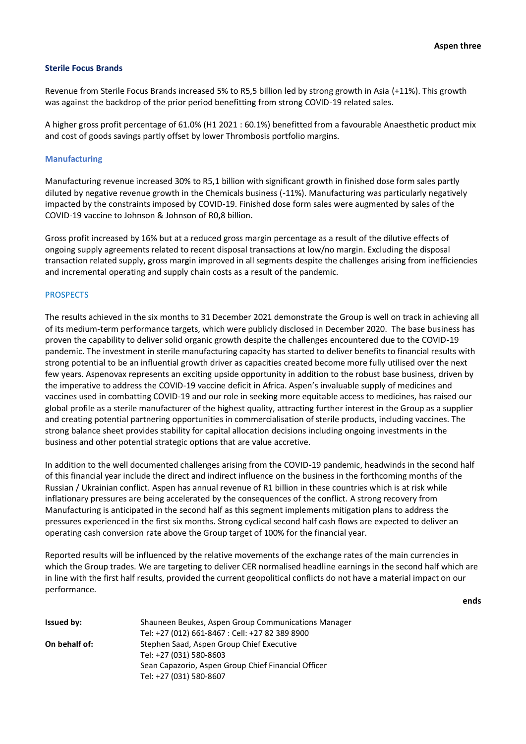### Sterile Focus Brands

Revenue from Sterile Focus Brands increased 5% to R5,5 billion led by strong growth in Asia (+11%). This growth was against the backdrop of the prior period benefitting from strong COVID-19 related sales.

A higher gross profit percentage of 61.0% (H1 2021 : 60.1%) benefitted from a favourable Anaesthetic product mix and cost of goods savings partly offset by lower Thrombosis portfolio margins.

### Manufacturing

Manufacturing revenue increased 30% to R5,1 billion with significant growth in finished dose form sales partly diluted by negative revenue growth in the Chemicals business (-11%). Manufacturing was particularly negatively impacted by the constraints imposed by COVID-19. Finished dose form sales were augmented by sales of the COVID-19 vaccine to Johnson & Johnson of R0,8 billion.

Gross profit increased by 16% but at a reduced gross margin percentage as a result of the dilutive effects of ongoing supply agreements related to recent disposal transactions at low/no margin. Excluding the disposal transaction related supply, gross margin improved in all segments despite the challenges arising from inefficiencies and incremental operating and supply chain costs as a result of the pandemic.

## PROSPECTS

The results achieved in the six months to 31 December 2021 demonstrate the Group is well on track in achieving all of its medium-term performance targets, which were publicly disclosed in December 2020. The base business has proven the capability to deliver solid organic growth despite the challenges encountered due to the COVID-19 pandemic. The investment in sterile manufacturing capacity has started to deliver benefits to financial results with strong potential to be an influential growth driver as capacities created become more fully utilised over the next few years. Aspenovax represents an exciting upside opportunity in addition to the robust base business, driven by the imperative to address the COVID-19 vaccine deficit in Africa. Aspen's invaluable supply of medicines and vaccines used in combatting COVID-19 and our role in seeking more equitable access to medicines, has raised our global profile as a sterile manufacturer of the highest quality, attracting further interest in the Group as a supplier and creating potential partnering opportunities in commercialisation of sterile products, including vaccines. The strong balance sheet provides stability for capital allocation decisions including ongoing investments in the business and other potential strategic options that are value accretive.

In addition to the well documented challenges arising from the COVID-19 pandemic, headwinds in the second half of this financial year include the direct and indirect influence on the business in the forthcoming months of the Russian / Ukrainian conflict. Aspen has annual revenue of R1 billion in these countries which is at risk while inflationary pressures are being accelerated by the consequences of the conflict. A strong recovery from Manufacturing is anticipated in the second half as this segment implements mitigation plans to address the pressures experienced in the first six months. Strong cyclical second half cash flows are expected to deliver an operating cash conversion rate above the Group target of 100% for the financial year.

Reported results will be influenced by the relative movements of the exchange rates of the main currencies in which the Group trades. We are targeting to deliver CER normalised headline earnings in the second half which are in line with the first half results, provided the current geopolitical conflicts do not have a material impact on our performance.

**ends**

**Issued by:** Shauneen Beukes, Aspen Group Communications Manager
Tel: +27 (012) 661-8467 : Cell: +27 82 389 8900

**On behalf of:** Stephen Saad, Aspen Group Chief Executive
Tel: +27 (031) 580-8603
Sean Capazorio, Aspen Group Chief Financial Officer
Tel: +27 (031) 580-8607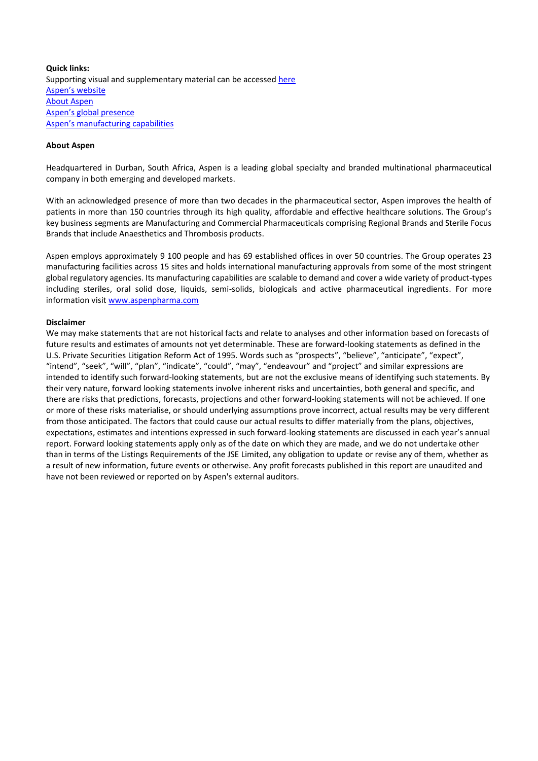**Quick links:**
Supporting visual and supplementary material can be accessed here
Aspen's website
About Aspen
Aspen's global presence
Aspen's manufacturing capabilities

**About Aspen**

Headquartered in Durban, South Africa, Aspen is a leading global specialty and branded multinational pharmaceutical company in both emerging and developed markets.

With an acknowledged presence of more than two decades in the pharmaceutical sector, Aspen improves the health of patients in more than 150 countries through its high quality, affordable and effective healthcare solutions. The Group's key business segments are Manufacturing and Commercial Pharmaceuticals comprising Regional Brands and Sterile Focus Brands that include Anaesthetics and Thrombosis products.

Aspen employs approximately 9 100 people and has 69 established offices in over 50 countries. The Group operates 23 manufacturing facilities across 15 sites and holds international manufacturing approvals from some of the most stringent global regulatory agencies. Its manufacturing capabilities are scalable to demand and cover a wide variety of product-types including steriles, oral solid dose, liquids, semi-solids, biologicals and active pharmaceutical ingredients. For more information visit www.aspenpharma.com

**Disclaimer**
We may make statements that are not historical facts and relate to analyses and other information based on forecasts of future results and estimates of amounts not yet determinable. These are forward-looking statements as defined in the U.S. Private Securities Litigation Reform Act of 1995. Words such as "prospects", "believe", "anticipate", "expect", "intend", "seek", "will", "plan", "indicate", "could", "may", "endeavour" and "project" and similar expressions are intended to identify such forward-looking statements, but are not the exclusive means of identifying such statements. By their very nature, forward looking statements involve inherent risks and uncertainties, both general and specific, and there are risks that predictions, forecasts, projections and other forward-looking statements will not be achieved. If one or more of these risks materialise, or should underlying assumptions prove incorrect, actual results may be very different from those anticipated. The factors that could cause our actual results to differ materially from the plans, objectives, expectations, estimates and intentions expressed in such forward-looking statements are discussed in each year's annual report. Forward looking statements apply only as of the date on which they are made, and we do not undertake other than in terms of the Listings Requirements of the JSE Limited, any obligation to update or revise any of them, whether as a result of new information, future events or otherwise. Any profit forecasts published in this report are unaudited and have not been reviewed or reported on by Aspen's external auditors.